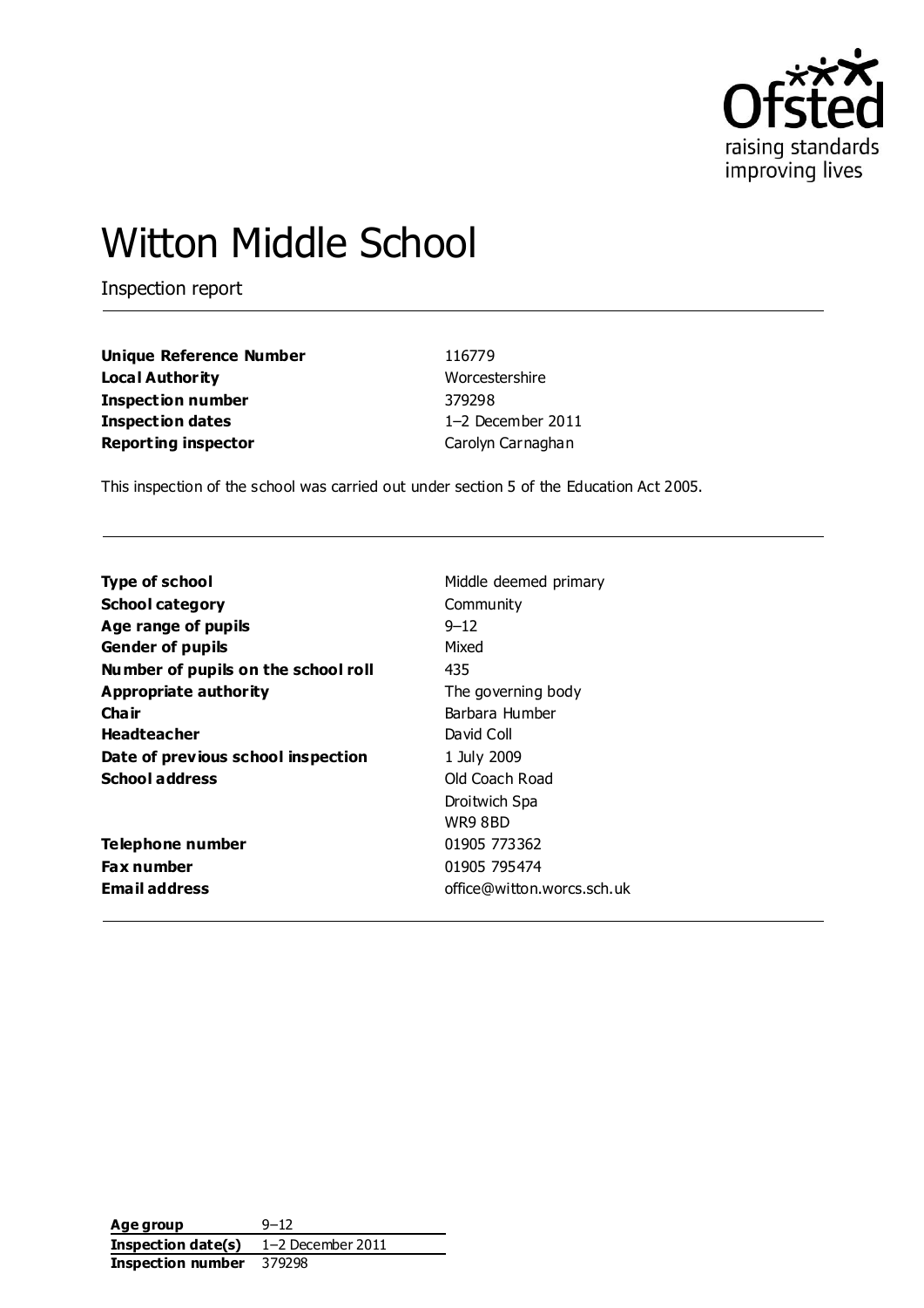raising standards improving lives

# Witton Middle School

Inspection report

| | |
|---|---|
| **Unique Reference Number** | 116779 |
| **Local Authority** | Worcestershire |
| **Inspection number** | 379298 |
| **Inspection dates** | 1–2 December 2011 |
| **Reporting inspector** | Carolyn Carnaghan |

This inspection of the school was carried out under section 5 of the Education Act 2005.

| | |
|---|---|
| **Type of school** | Middle deemed primary |
| **School category** | Community |
| **Age range of pupils** | 9–12 |
| **Gender of pupils** | Mixed |
| **Number of pupils on the school roll** | 435 |
| **Appropriate authority** | The governing body |
| **Chair** | Barbara Humber |
| **Headteacher** | David Coll |
| **Date of previous school inspection** | 1 July 2009 |
| **School address** | Old Coach Road<br>Droitwich Spa<br>WR9 8BD |
| **Telephone number** | 01905 773362 |
| **Fax number** | 01905 795474 |
| **Email address** | office@witton.worcs.sch.uk |

| | |
|---|---|
| **Age group** | 9–12 |
| **Inspection date(s)** | 1–2 December 2011 |
| **Inspection number** | 379298 |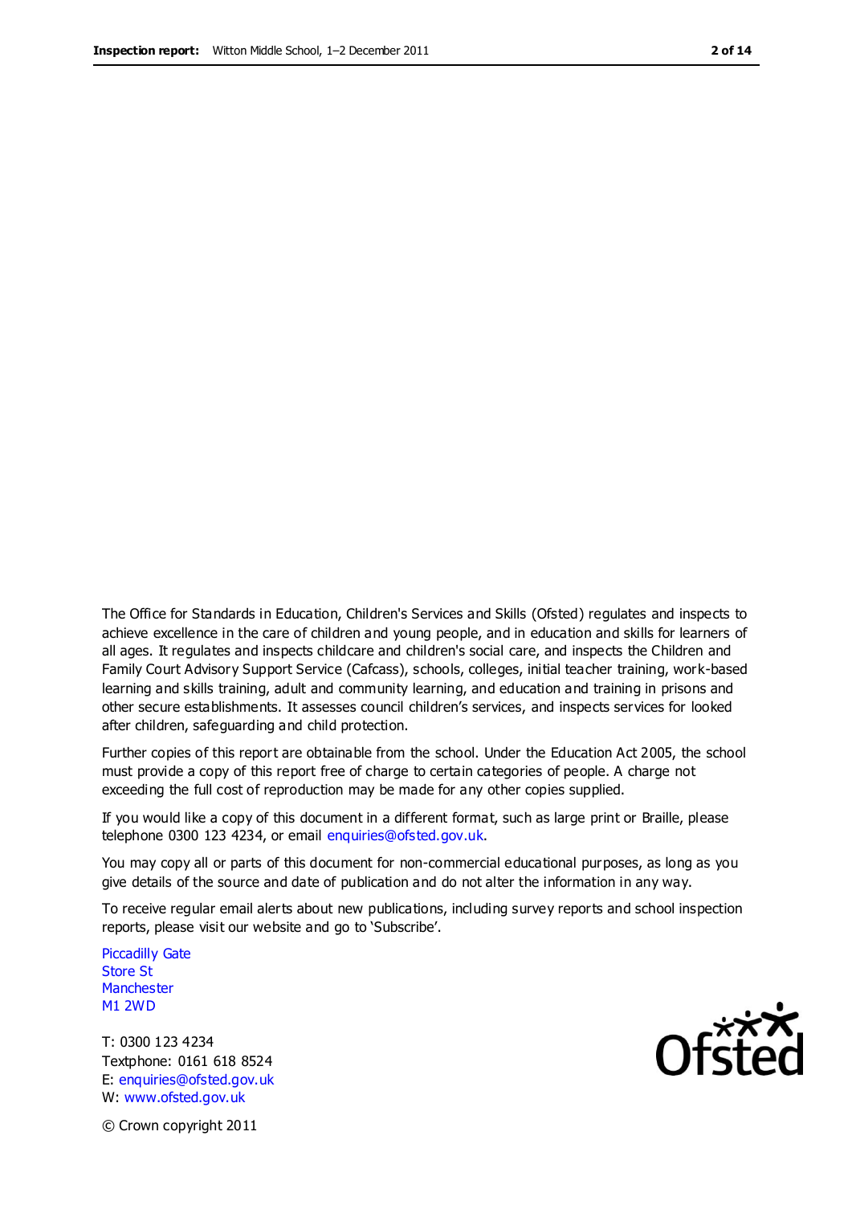The Office for Standards in Education, Children's Services and Skills (Ofsted) regulates and inspects to achieve excellence in the care of children and young people, and in education and skills for learners of all ages. It regulates and inspects childcare and children's social care, and inspects the Children and Family Court Advisory Support Service (Cafcass), schools, colleges, initial teacher training, work-based learning and skills training, adult and community learning, and education and training in prisons and other secure establishments. It assesses council children's services, and inspects services for looked after children, safeguarding and child protection.

Further copies of this report are obtainable from the school. Under the Education Act 2005, the school must provide a copy of this report free of charge to certain categories of people. A charge not exceeding the full cost of reproduction may be made for any other copies supplied.

If you would like a copy of this document in a different format, such as large print or Braille, please telephone 0300 123 4234, or email enquiries@ofsted.gov.uk.

You may copy all or parts of this document for non-commercial educational purposes, as long as you give details of the source and date of publication and do not alter the information in any way.

To receive regular email alerts about new publications, including survey reports and school inspection reports, please visit our website and go to 'Subscribe'.

Piccadilly Gate
Store St
Manchester
M1 2WD

T: 0300 123 4234
Textphone: 0161 618 8524
E: enquiries@ofsted.gov.uk
W: www.ofsted.gov.uk

Ofsted

© Crown copyright 2011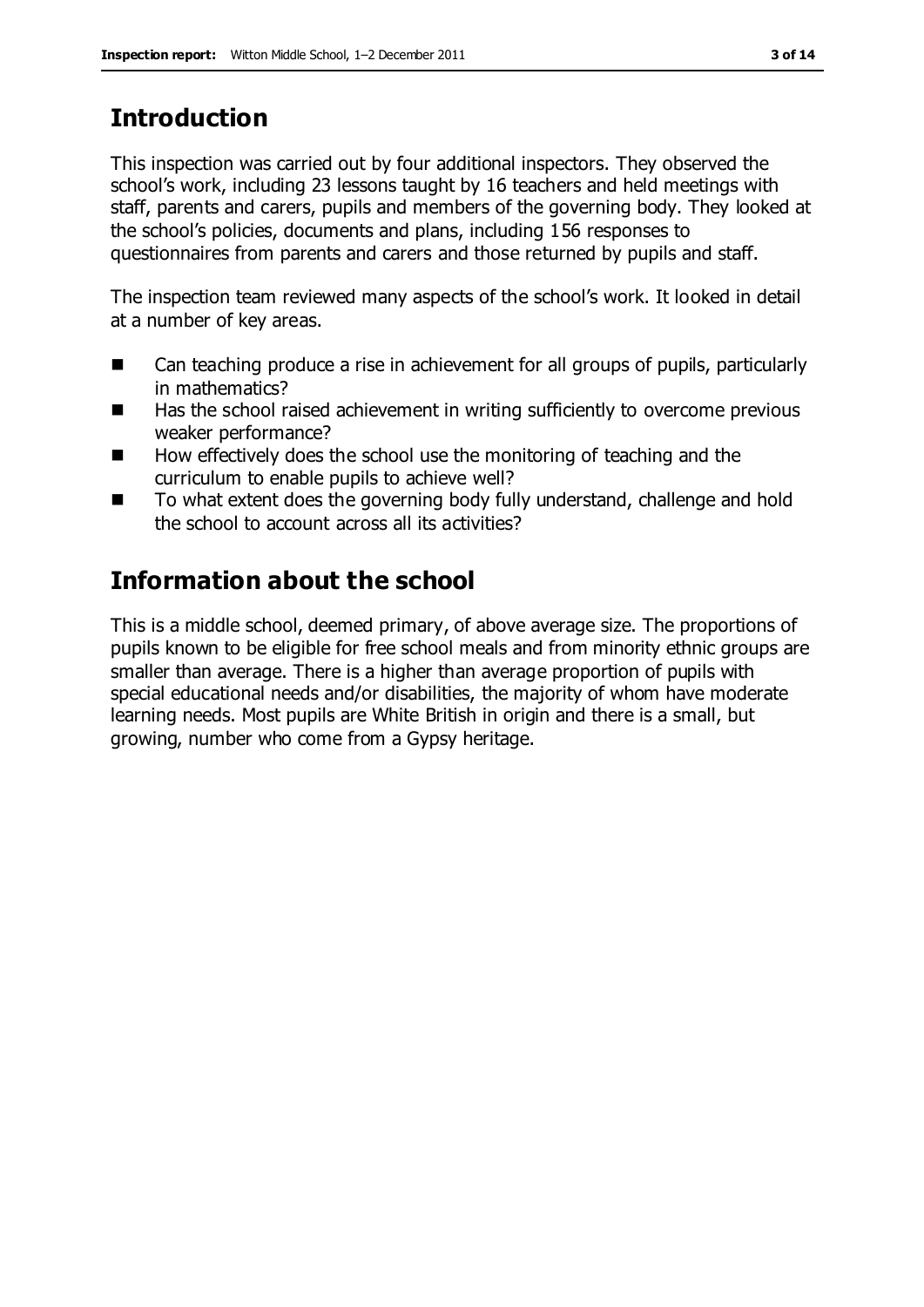# Introduction

This inspection was carried out by four additional inspectors. They observed the school's work, including 23 lessons taught by 16 teachers and held meetings with staff, parents and carers, pupils and members of the governing body. They looked at the school's policies, documents and plans, including 156 responses to questionnaires from parents and carers and those returned by pupils and staff.

The inspection team reviewed many aspects of the school's work. It looked in detail at a number of key areas.

- Can teaching produce a rise in achievement for all groups of pupils, particularly in mathematics?
- Has the school raised achievement in writing sufficiently to overcome previous weaker performance?
- How effectively does the school use the monitoring of teaching and the curriculum to enable pupils to achieve well?
- To what extent does the governing body fully understand, challenge and hold the school to account across all its activities?

# Information about the school

This is a middle school, deemed primary, of above average size. The proportions of pupils known to be eligible for free school meals and from minority ethnic groups are smaller than average. There is a higher than average proportion of pupils with special educational needs and/or disabilities, the majority of whom have moderate learning needs. Most pupils are White British in origin and there is a small, but growing, number who come from a Gypsy heritage.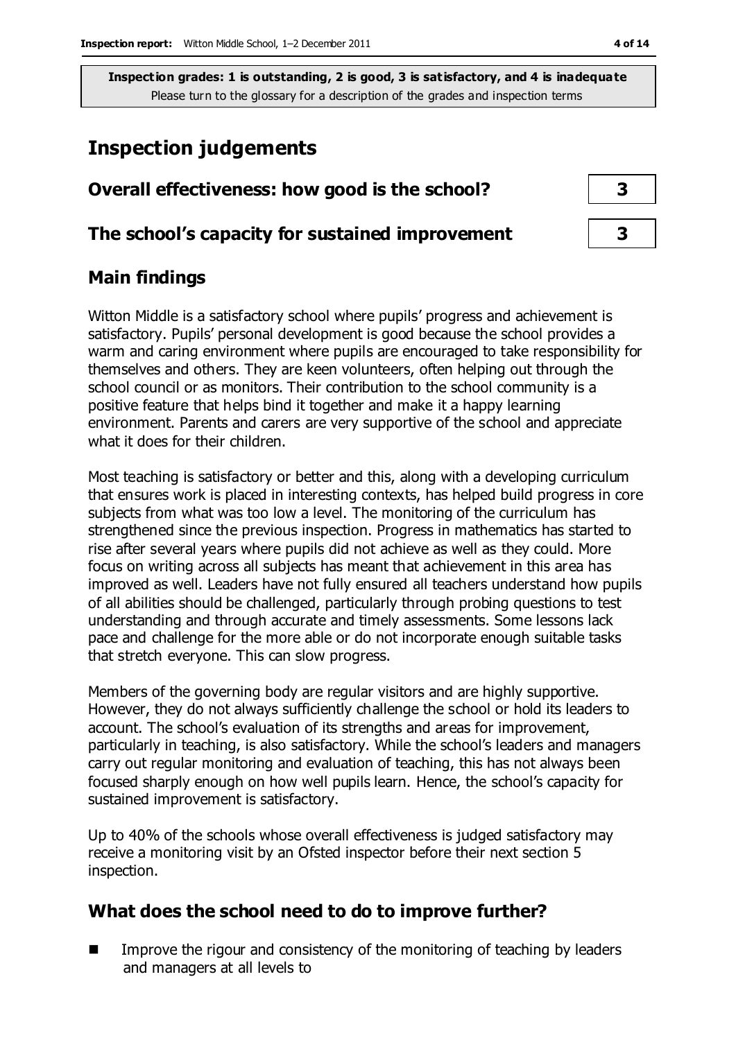**Inspection grades: 1 is outstanding, 2 is good, 3 is satisfactory, and 4 is inadequate**
Please turn to the glossary for a description of the grades and inspection terms

# Inspection judgements

| | |
|---|---|
| **Overall effectiveness: how good is the school?** | **3** |
| **The school's capacity for sustained improvement** | **3** |

## Main findings

Witton Middle is a satisfactory school where pupils' progress and achievement is satisfactory. Pupils' personal development is good because the school provides a warm and caring environment where pupils are encouraged to take responsibility for themselves and others. They are keen volunteers, often helping out through the school council or as monitors. Their contribution to the school community is a positive feature that helps bind it together and make it a happy learning environment. Parents and carers are very supportive of the school and appreciate what it does for their children.

Most teaching is satisfactory or better and this, along with a developing curriculum that ensures work is placed in interesting contexts, has helped build progress in core subjects from what was too low a level. The monitoring of the curriculum has strengthened since the previous inspection. Progress in mathematics has started to rise after several years where pupils did not achieve as well as they could. More focus on writing across all subjects has meant that achievement in this area has improved as well. Leaders have not fully ensured all teachers understand how pupils of all abilities should be challenged, particularly through probing questions to test understanding and through accurate and timely assessments. Some lessons lack pace and challenge for the more able or do not incorporate enough suitable tasks that stretch everyone. This can slow progress.

Members of the governing body are regular visitors and are highly supportive. However, they do not always sufficiently challenge the school or hold its leaders to account. The school's evaluation of its strengths and areas for improvement, particularly in teaching, is also satisfactory. While the school's leaders and managers carry out regular monitoring and evaluation of teaching, this has not always been focused sharply enough on how well pupils learn. Hence, the school's capacity for sustained improvement is satisfactory.

Up to 40% of the schools whose overall effectiveness is judged satisfactory may receive a monitoring visit by an Ofsted inspector before their next section 5 inspection.

## What does the school need to do to improve further?

- Improve the rigour and consistency of the monitoring of teaching by leaders and managers at all levels to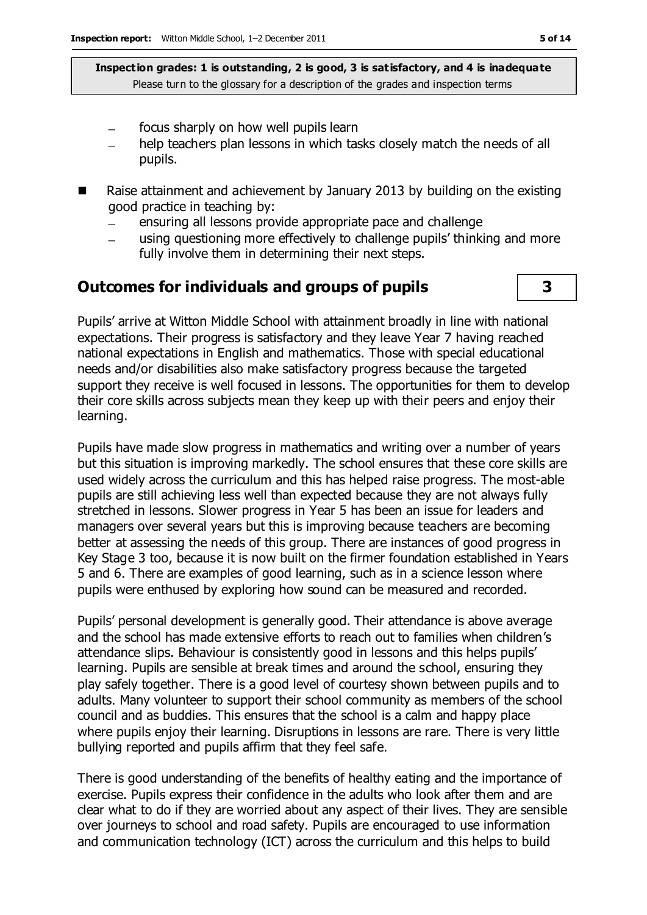**Inspection grades: 1 is outstanding, 2 is good, 3 is satisfactory, and 4 is inadequate**
Please turn to the glossary for a description of the grades and inspection terms

- focus sharply on how well pupils learn
- help teachers plan lessons in which tasks closely match the needs of all pupils.

- Raise attainment and achievement by January 2013 by building on the existing good practice in teaching by:
  - ensuring all lessons provide appropriate pace and challenge
  - using questioning more effectively to challenge pupils' thinking and more fully involve them in determining their next steps.

## Outcomes for individuals and groups of pupils — 3

Pupils' arrive at Witton Middle School with attainment broadly in line with national expectations. Their progress is satisfactory and they leave Year 7 having reached national expectations in English and mathematics. Those with special educational needs and/or disabilities also make satisfactory progress because the targeted support they receive is well focused in lessons. The opportunities for them to develop their core skills across subjects mean they keep up with their peers and enjoy their learning.

Pupils have made slow progress in mathematics and writing over a number of years but this situation is improving markedly. The school ensures that these core skills are used widely across the curriculum and this has helped raise progress. The most-able pupils are still achieving less well than expected because they are not always fully stretched in lessons. Slower progress in Year 5 has been an issue for leaders and managers over several years but this is improving because teachers are becoming better at assessing the needs of this group. There are instances of good progress in Key Stage 3 too, because it is now built on the firmer foundation established in Years 5 and 6. There are examples of good learning, such as in a science lesson where pupils were enthused by exploring how sound can be measured and recorded.

Pupils' personal development is generally good. Their attendance is above average and the school has made extensive efforts to reach out to families when children's attendance slips. Behaviour is consistently good in lessons and this helps pupils' learning. Pupils are sensible at break times and around the school, ensuring they play safely together. There is a good level of courtesy shown between pupils and to adults. Many volunteer to support their school community as members of the school council and as buddies. This ensures that the school is a calm and happy place where pupils enjoy their learning. Disruptions in lessons are rare. There is very little bullying reported and pupils affirm that they feel safe.

There is good understanding of the benefits of healthy eating and the importance of exercise. Pupils express their confidence in the adults who look after them and are clear what to do if they are worried about any aspect of their lives. They are sensible over journeys to school and road safety. Pupils are encouraged to use information and communication technology (ICT) across the curriculum and this helps to build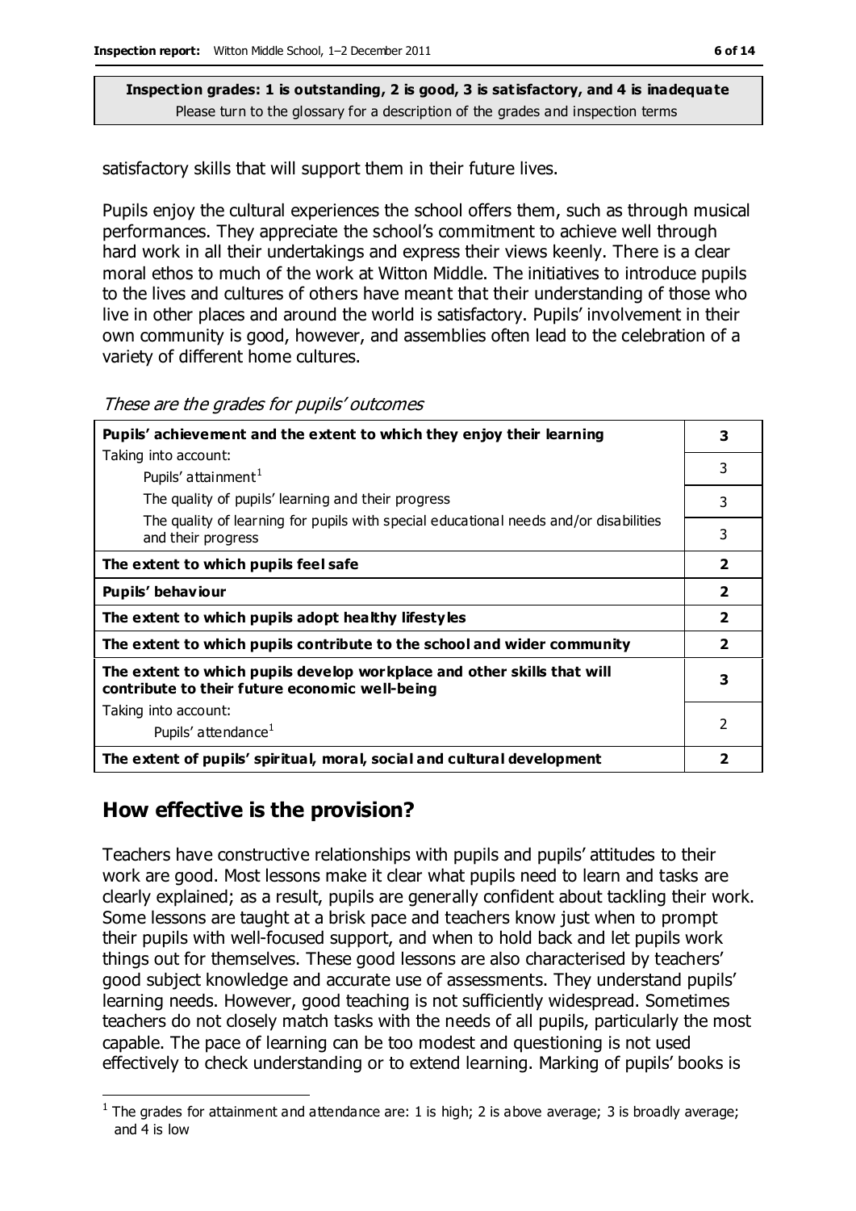**Inspection grades: 1 is outstanding, 2 is good, 3 is satisfactory, and 4 is inadequate**
Please turn to the glossary for a description of the grades and inspection terms

satisfactory skills that will support them in their future lives.

Pupils enjoy the cultural experiences the school offers them, such as through musical performances. They appreciate the school's commitment to achieve well through hard work in all their undertakings and express their views keenly. There is a clear moral ethos to much of the work at Witton Middle. The initiatives to introduce pupils to the lives and cultures of others have meant that their understanding of those who live in other places and around the world is satisfactory. Pupils' involvement in their own community is good, however, and assemblies often lead to the celebration of a variety of different home cultures.

*These are the grades for pupils' outcomes*

| | |
|---|---|
| **Pupils' achievement and the extent to which they enjoy their learning** | **3** |
| Taking into account:<br>Pupils' attainment[1] | 3 |
| The quality of pupils' learning and their progress | 3 |
| The quality of learning for pupils with special educational needs and/or disabilities and their progress | 3 |
| **The extent to which pupils feel safe** | **2** |
| **Pupils' behaviour** | **2** |
| **The extent to which pupils adopt healthy lifestyles** | **2** |
| **The extent to which pupils contribute to the school and wider community** | **2** |
| **The extent to which pupils develop workplace and other skills that will contribute to their future economic well-being** | **3** |
| Taking into account:<br>Pupils' attendance[1] | 2 |
| **The extent of pupils' spiritual, moral, social and cultural development** | **2** |

## How effective is the provision?

Teachers have constructive relationships with pupils and pupils' attitudes to their work are good. Most lessons make it clear what pupils need to learn and tasks are clearly explained; as a result, pupils are generally confident about tackling their work. Some lessons are taught at a brisk pace and teachers know just when to prompt their pupils with well-focused support, and when to hold back and let pupils work things out for themselves. These good lessons are also characterised by teachers' good subject knowledge and accurate use of assessments. They understand pupils' learning needs. However, good teaching is not sufficiently widespread. Sometimes teachers do not closely match tasks with the needs of all pupils, particularly the most capable. The pace of learning can be too modest and questioning is not used effectively to check understanding or to extend learning. Marking of pupils' books is

[1] The grades for attainment and attendance are: 1 is high; 2 is above average; 3 is broadly average; and 4 is low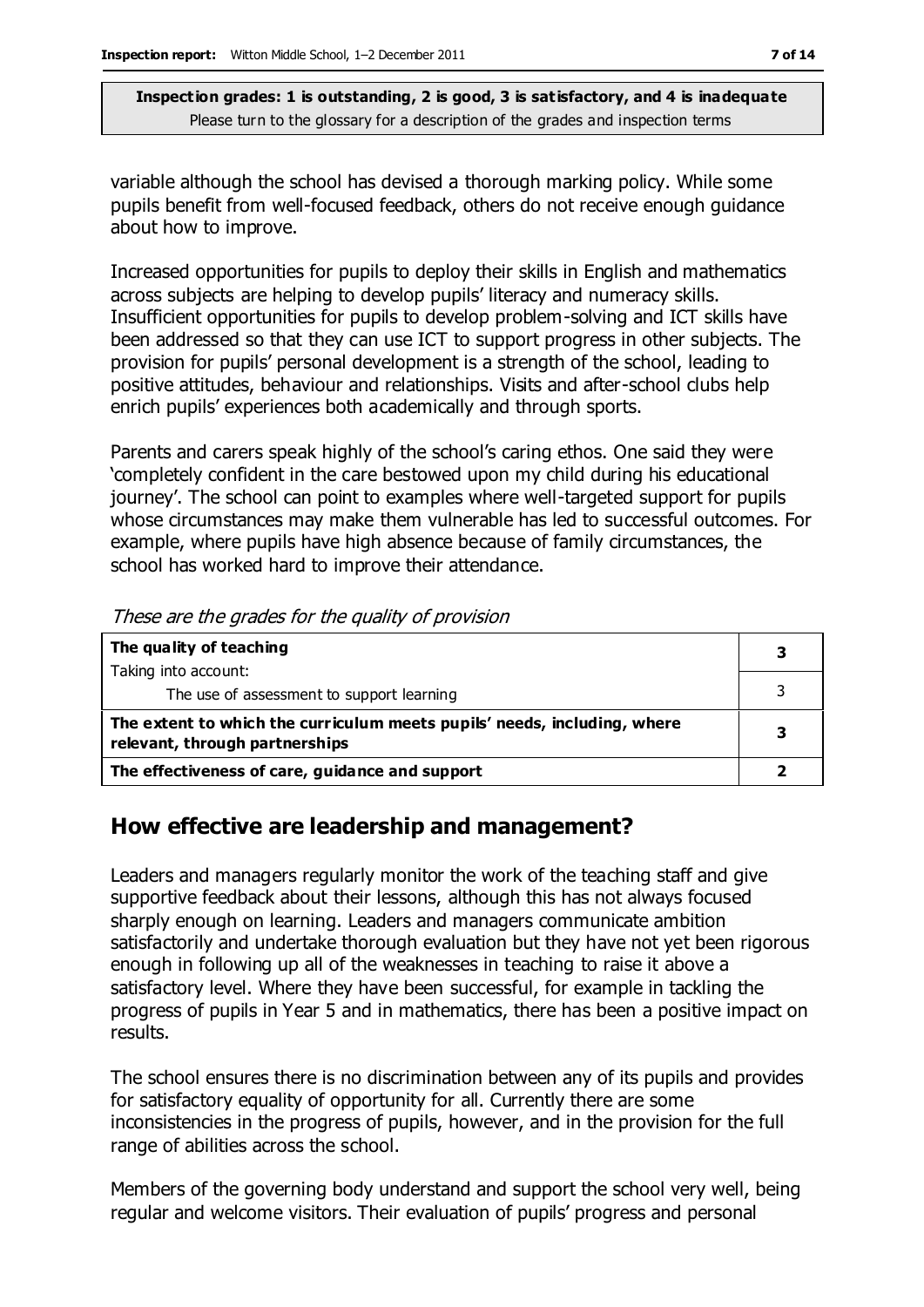**Inspection grades: 1 is outstanding, 2 is good, 3 is satisfactory, and 4 is inadequate**
Please turn to the glossary for a description of the grades and inspection terms

variable although the school has devised a thorough marking policy. While some pupils benefit from well-focused feedback, others do not receive enough guidance about how to improve.

Increased opportunities for pupils to deploy their skills in English and mathematics across subjects are helping to develop pupils' literacy and numeracy skills. Insufficient opportunities for pupils to develop problem-solving and ICT skills have been addressed so that they can use ICT to support progress in other subjects. The provision for pupils' personal development is a strength of the school, leading to positive attitudes, behaviour and relationships. Visits and after-school clubs help enrich pupils' experiences both academically and through sports.

Parents and carers speak highly of the school's caring ethos. One said they were 'completely confident in the care bestowed upon my child during his educational journey'. The school can point to examples where well-targeted support for pupils whose circumstances may make them vulnerable has led to successful outcomes. For example, where pupils have high absence because of family circumstances, the school has worked hard to improve their attendance.

*These are the grades for the quality of provision*

| | |
|---|---|
| **The quality of teaching** | **3** |
| Taking into account: The use of assessment to support learning | 3 |
| **The extent to which the curriculum meets pupils' needs, including, where relevant, through partnerships** | **3** |
| **The effectiveness of care, guidance and support** | **2** |

## How effective are leadership and management?

Leaders and managers regularly monitor the work of the teaching staff and give supportive feedback about their lessons, although this has not always focused sharply enough on learning. Leaders and managers communicate ambition satisfactorily and undertake thorough evaluation but they have not yet been rigorous enough in following up all of the weaknesses in teaching to raise it above a satisfactory level. Where they have been successful, for example in tackling the progress of pupils in Year 5 and in mathematics, there has been a positive impact on results.

The school ensures there is no discrimination between any of its pupils and provides for satisfactory equality of opportunity for all. Currently there are some inconsistencies in the progress of pupils, however, and in the provision for the full range of abilities across the school.

Members of the governing body understand and support the school very well, being regular and welcome visitors. Their evaluation of pupils' progress and personal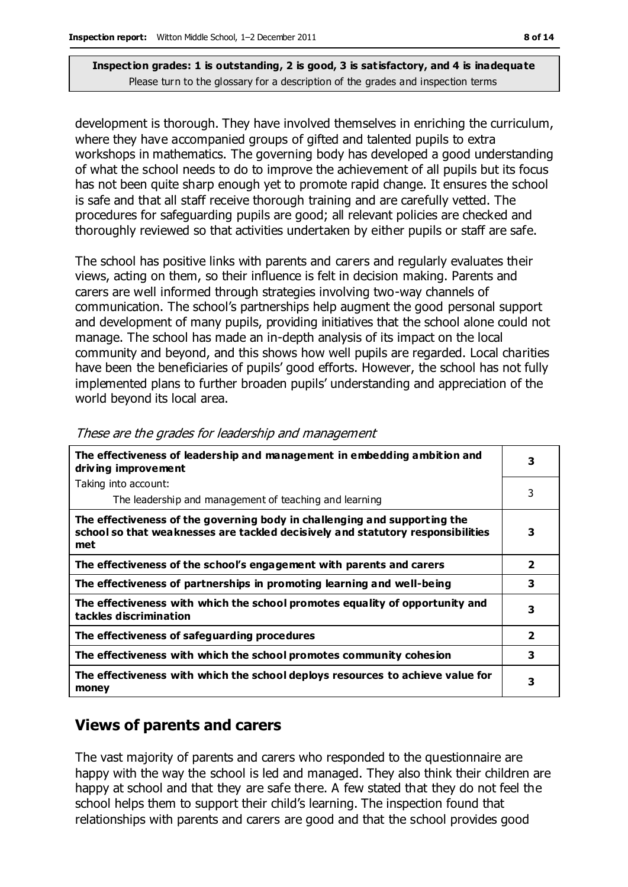**Inspection grades: 1 is outstanding, 2 is good, 3 is satisfactory, and 4 is inadequate**
Please turn to the glossary for a description of the grades and inspection terms

development is thorough. They have involved themselves in enriching the curriculum, where they have accompanied groups of gifted and talented pupils to extra workshops in mathematics. The governing body has developed a good understanding of what the school needs to do to improve the achievement of all pupils but its focus has not been quite sharp enough yet to promote rapid change. It ensures the school is safe and that all staff receive thorough training and are carefully vetted. The procedures for safeguarding pupils are good; all relevant policies are checked and thoroughly reviewed so that activities undertaken by either pupils or staff are safe.

The school has positive links with parents and carers and regularly evaluates their views, acting on them, so their influence is felt in decision making. Parents and carers are well informed through strategies involving two-way channels of communication. The school's partnerships help augment the good personal support and development of many pupils, providing initiatives that the school alone could not manage. The school has made an in-depth analysis of its impact on the local community and beyond, and this shows how well pupils are regarded. Local charities have been the beneficiaries of pupils' good efforts. However, the school has not fully implemented plans to further broaden pupils' understanding and appreciation of the world beyond its local area.

*These are the grades for leadership and management*

| | |
|---|---|
| **The effectiveness of leadership and management in embedding ambition and driving improvement** | **3** |
| Taking into account: The leadership and management of teaching and learning | 3 |
| **The effectiveness of the governing body in challenging and supporting the school so that weaknesses are tackled decisively and statutory responsibilities met** | **3** |
| **The effectiveness of the school's engagement with parents and carers** | **2** |
| **The effectiveness of partnerships in promoting learning and well-being** | **3** |
| **The effectiveness with which the school promotes equality of opportunity and tackles discrimination** | **3** |
| **The effectiveness of safeguarding procedures** | **2** |
| **The effectiveness with which the school promotes community cohesion** | **3** |
| **The effectiveness with which the school deploys resources to achieve value for money** | **3** |

## Views of parents and carers

The vast majority of parents and carers who responded to the questionnaire are happy with the way the school is led and managed. They also think their children are happy at school and that they are safe there. A few stated that they do not feel the school helps them to support their child's learning. The inspection found that relationships with parents and carers are good and that the school provides good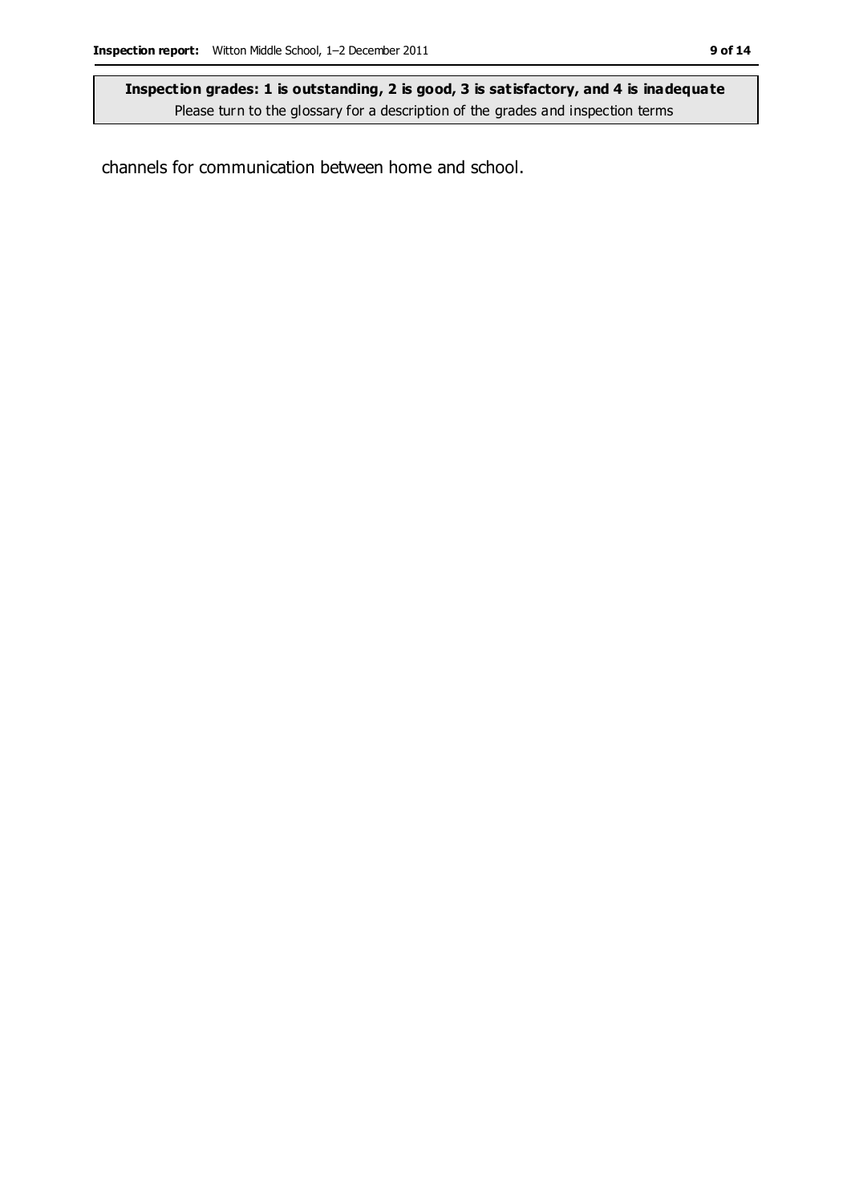channels for communication between home and school.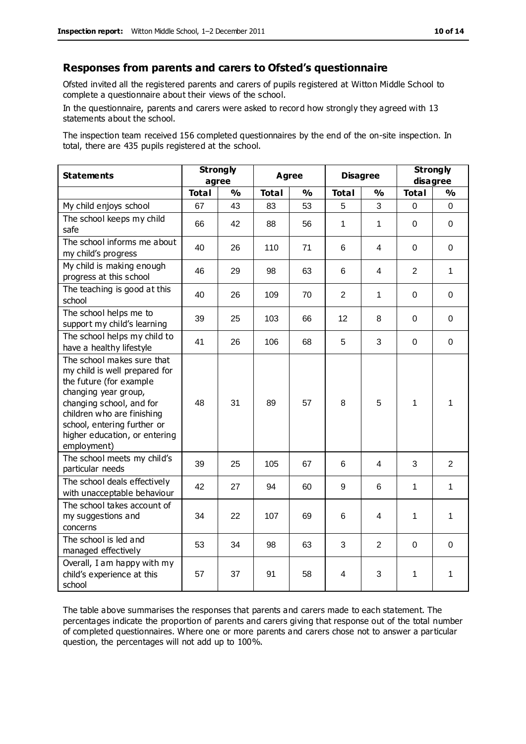## Responses from parents and carers to Ofsted's questionnaire

Ofsted invited all the registered parents and carers of pupils registered at Witton Middle School to complete a questionnaire about their views of the school.

In the questionnaire, parents and carers were asked to record how strongly they agreed with 13 statements about the school.

The inspection team received 156 completed questionnaires by the end of the on-site inspection. In total, there are 435 pupils registered at the school.

| **Statements** | **Strongly agree** | | **Agree** | | **Disagree** | | **Strongly disagree** | |
|---|---|---|---|---|---|---|---|---|
| | **Total** | **%** | **Total** | **%** | **Total** | **%** | **Total** | **%** |
| My child enjoys school | 67 | 43 | 83 | 53 | 5 | 3 | 0 | 0 |
| The school keeps my child safe | 66 | 42 | 88 | 56 | 1 | 1 | 0 | 0 |
| The school informs me about my child's progress | 40 | 26 | 110 | 71 | 6 | 4 | 0 | 0 |
| My child is making enough progress at this school | 46 | 29 | 98 | 63 | 6 | 4 | 2 | 1 |
| The teaching is good at this school | 40 | 26 | 109 | 70 | 2 | 1 | 0 | 0 |
| The school helps me to support my child's learning | 39 | 25 | 103 | 66 | 12 | 8 | 0 | 0 |
| The school helps my child to have a healthy lifestyle | 41 | 26 | 106 | 68 | 5 | 3 | 0 | 0 |
| The school makes sure that my child is well prepared for the future (for example changing year group, changing school, and for children who are finishing school, entering further or higher education, or entering employment) | 48 | 31 | 89 | 57 | 8 | 5 | 1 | 1 |
| The school meets my child's particular needs | 39 | 25 | 105 | 67 | 6 | 4 | 3 | 2 |
| The school deals effectively with unacceptable behaviour | 42 | 27 | 94 | 60 | 9 | 6 | 1 | 1 |
| The school takes account of my suggestions and concerns | 34 | 22 | 107 | 69 | 6 | 4 | 1 | 1 |
| The school is led and managed effectively | 53 | 34 | 98 | 63 | 3 | 2 | 0 | 0 |
| Overall, I am happy with my child's experience at this school | 57 | 37 | 91 | 58 | 4 | 3 | 1 | 1 |

The table above summarises the responses that parents and carers made to each statement. The percentages indicate the proportion of parents and carers giving that response out of the total number of completed questionnaires. Where one or more parents and carers chose not to answer a particular question, the percentages will not add up to 100%.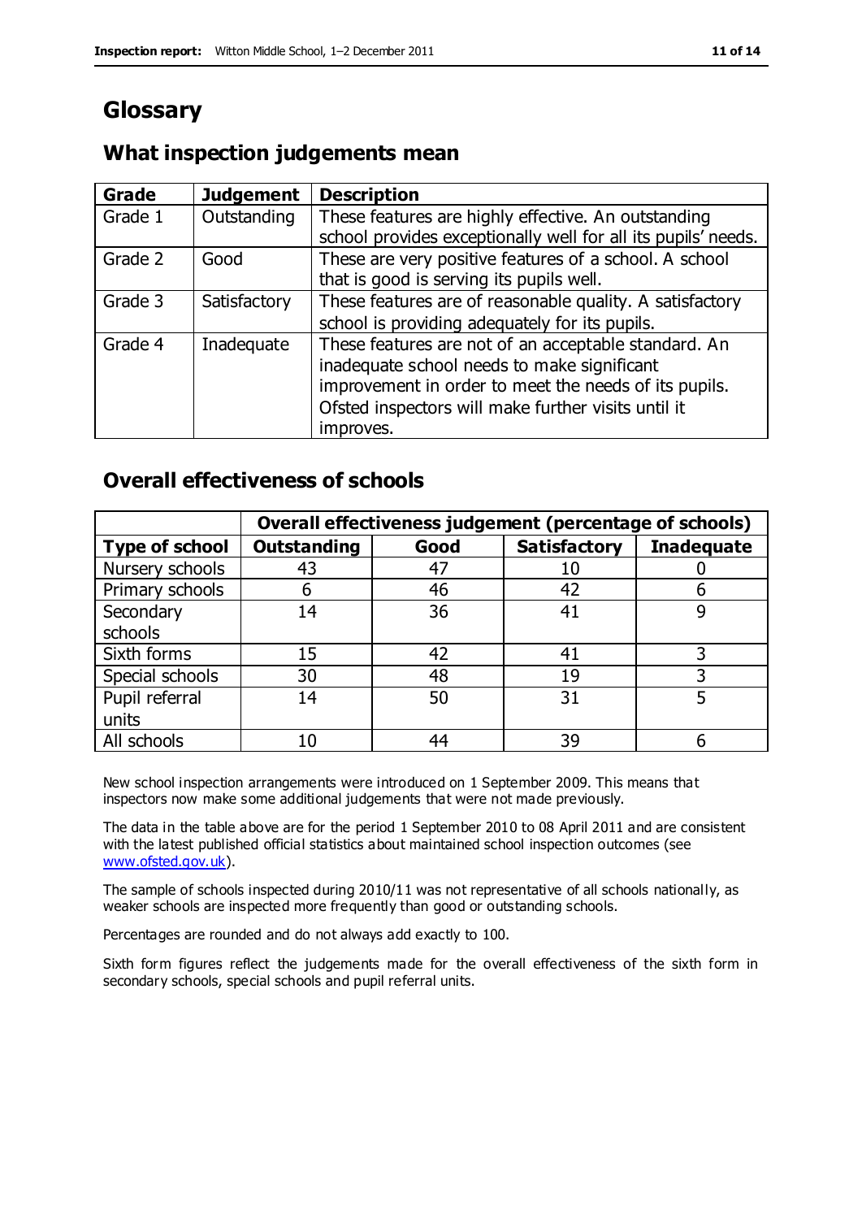# Glossary

## What inspection judgements mean

| Grade | Judgement | Description |
| --- | --- | --- |
| Grade 1 | Outstanding | These features are highly effective. An outstanding school provides exceptionally well for all its pupils' needs. |
| Grade 2 | Good | These are very positive features of a school. A school that is good is serving its pupils well. |
| Grade 3 | Satisfactory | These features are of reasonable quality. A satisfactory school is providing adequately for its pupils. |
| Grade 4 | Inadequate | These features are not of an acceptable standard. An inadequate school needs to make significant improvement in order to meet the needs of its pupils. Ofsted inspectors will make further visits until it improves. |

## Overall effectiveness of schools

| | Overall effectiveness judgement (percentage of schools) | | | |
| --- | --- | --- | --- | --- |
| Type of school | Outstanding | Good | Satisfactory | Inadequate |
| Nursery schools | 43 | 47 | 10 | 0 |
| Primary schools | 6 | 46 | 42 | 6 |
| Secondary schools | 14 | 36 | 41 | 9 |
| Sixth forms | 15 | 42 | 41 | 3 |
| Special schools | 30 | 48 | 19 | 3 |
| Pupil referral units | 14 | 50 | 31 | 5 |
| All schools | 10 | 44 | 39 | 6 |

New school inspection arrangements were introduced on 1 September 2009. This means that inspectors now make some additional judgements that were not made previously.

The data in the table above are for the period 1 September 2010 to 08 April 2011 and are consistent with the latest published official statistics about maintained school inspection outcomes (see www.ofsted.gov.uk).

The sample of schools inspected during 2010/11 was not representative of all schools nationally, as weaker schools are inspected more frequently than good or outstanding schools.

Percentages are rounded and do not always add exactly to 100.

Sixth form figures reflect the judgements made for the overall effectiveness of the sixth form in secondary schools, special schools and pupil referral units.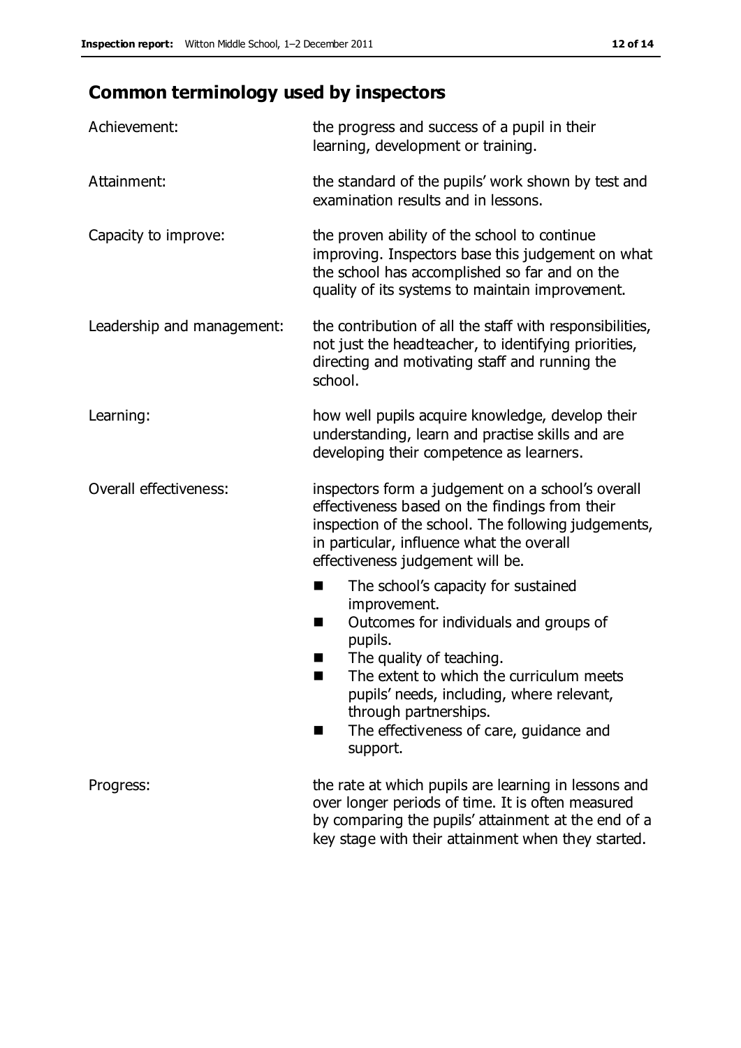## Common terminology used by inspectors

| | |
|---|---|
| Achievement: | the progress and success of a pupil in their learning, development or training. |
| Attainment: | the standard of the pupils' work shown by test and examination results and in lessons. |
| Capacity to improve: | the proven ability of the school to continue improving. Inspectors base this judgement on what the school has accomplished so far and on the quality of its systems to maintain improvement. |
| Leadership and management: | the contribution of all the staff with responsibilities, not just the headteacher, to identifying priorities, directing and motivating staff and running the school. |
| Learning: | how well pupils acquire knowledge, develop their understanding, learn and practise skills and are developing their competence as learners. |
| Overall effectiveness: | inspectors form a judgement on a school's overall effectiveness based on the findings from their inspection of the school. The following judgements, in particular, influence what the overall effectiveness judgement will be. <br>■ The school's capacity for sustained improvement.<br>■ Outcomes for individuals and groups of pupils.<br>■ The quality of teaching.<br>■ The extent to which the curriculum meets pupils' needs, including, where relevant, through partnerships.<br>■ The effectiveness of care, guidance and support. |
| Progress: | the rate at which pupils are learning in lessons and over longer periods of time. It is often measured by comparing the pupils' attainment at the end of a key stage with their attainment when they started. |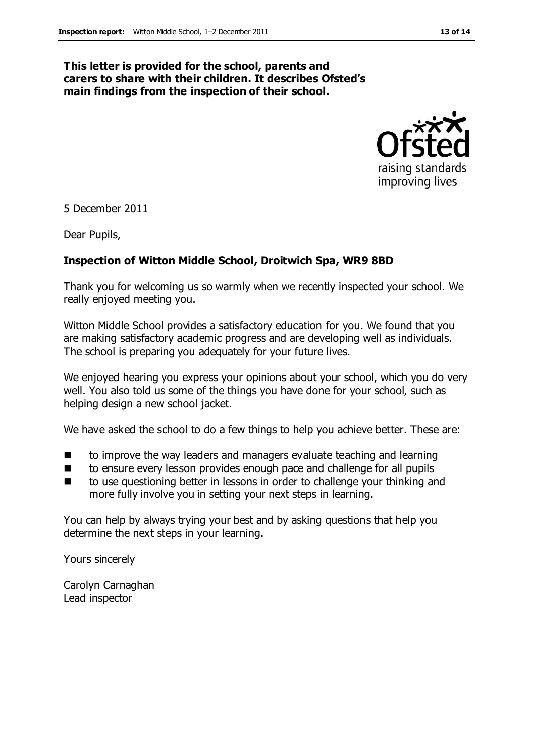**This letter is provided for the school, parents and carers to share with their children. It describes Ofsted's main findings from the inspection of their school.**

5 December 2011

Dear Pupils,

**Inspection of Witton Middle School, Droitwich Spa, WR9 8BD**

Thank you for welcoming us so warmly when we recently inspected your school. We really enjoyed meeting you.

Witton Middle School provides a satisfactory education for you. We found that you are making satisfactory academic progress and are developing well as individuals. The school is preparing you adequately for your future lives.

We enjoyed hearing you express your opinions about your school, which you do very well. You also told us some of the things you have done for your school, such as helping design a new school jacket.

We have asked the school to do a few things to help you achieve better. These are:

- to improve the way leaders and managers evaluate teaching and learning
- to ensure every lesson provides enough pace and challenge for all pupils
- to use questioning better in lessons in order to challenge your thinking and more fully involve you in setting your next steps in learning.

You can help by always trying your best and by asking questions that help you determine the next steps in your learning.

Yours sincerely

Carolyn Carnaghan
Lead inspector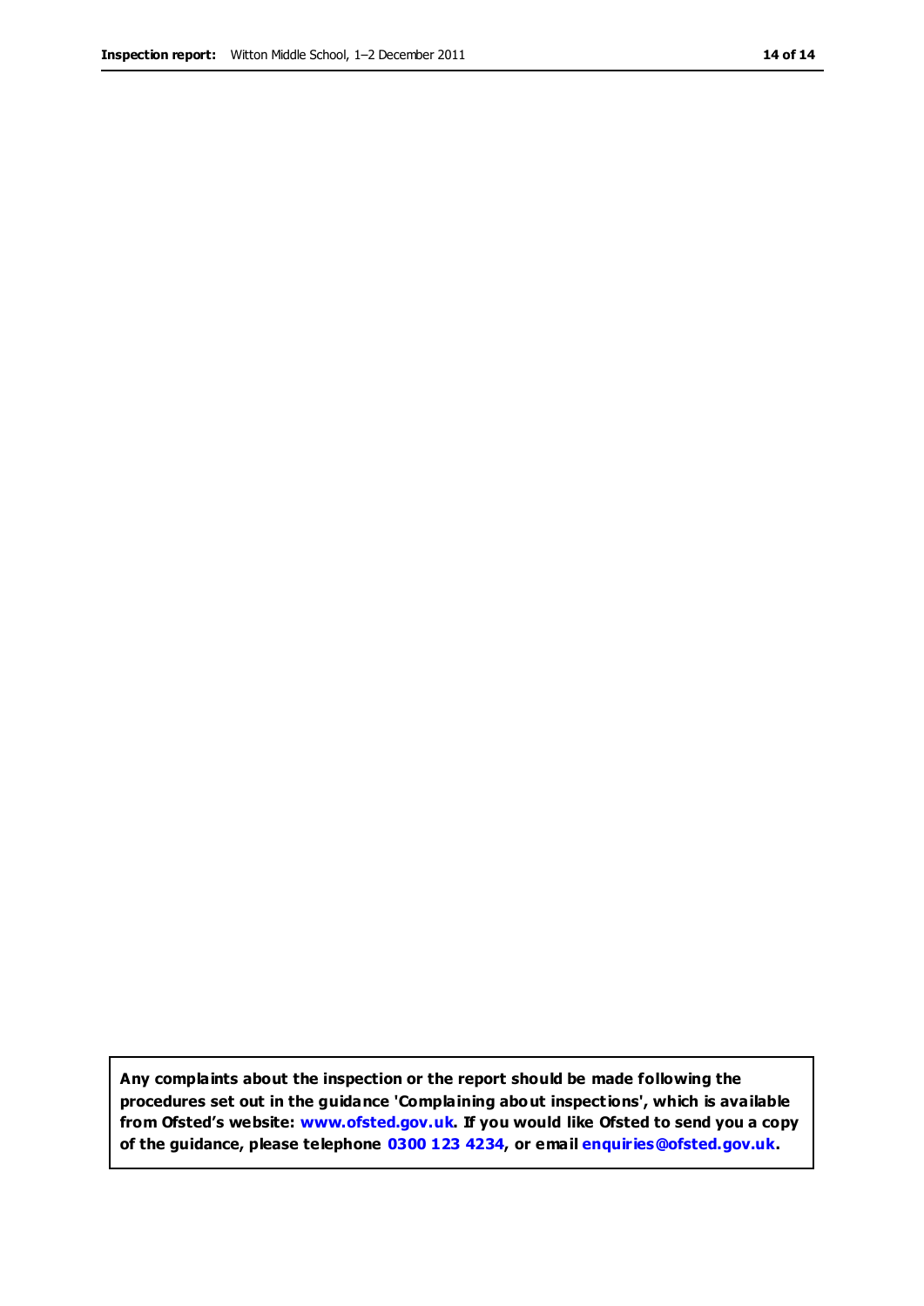**Any complaints about the inspection or the report should be made following the procedures set out in the guidance 'Complaining about inspections', which is available from Ofsted's website: www.ofsted.gov.uk. If you would like Ofsted to send you a copy of the guidance, please telephone 0300 123 4234, or email enquiries@ofsted.gov.uk.**